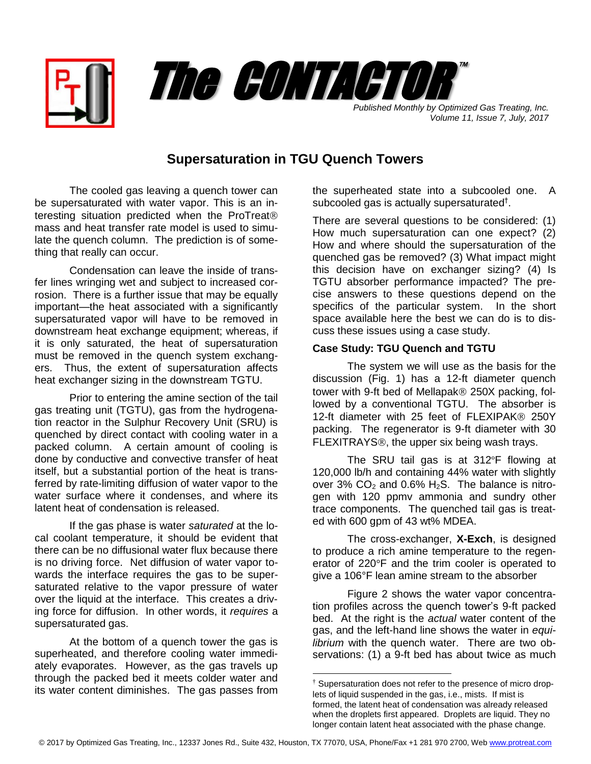# The CONTACTOR™

*Published Monthly by Optimized Gas Treating, Inc.*
*Volume 11, Issue 7, July, 2017*

## Supersaturation in TGU Quench Towers

The cooled gas leaving a quench tower can be supersaturated with water vapor. This is an interesting situation predicted when the ProTreat® mass and heat transfer rate model is used to simulate the quench column. The prediction is of something that really can occur.

Condensation can leave the inside of transfer lines wringing wet and subject to increased corrosion. There is a further issue that may be equally important—the heat associated with a significantly supersaturated vapor will have to be removed in downstream heat exchange equipment; whereas, if it is only saturated, the heat of supersaturation must be removed in the quench system exchangers. Thus, the extent of supersaturation affects heat exchanger sizing in the downstream TGTU.

Prior to entering the amine section of the tail gas treating unit (TGTU), gas from the hydrogenation reactor in the Sulphur Recovery Unit (SRU) is quenched by direct contact with cooling water in a packed column. A certain amount of cooling is done by conductive and convective transfer of heat itself, but a substantial portion of the heat is transferred by rate-limiting diffusion of water vapor to the water surface where it condenses, and where its latent heat of condensation is released.

If the gas phase is water *saturated* at the local coolant temperature, it should be evident that there can be no diffusional water flux because there is no driving force. Net diffusion of water vapor towards the interface requires the gas to be supersaturated relative to the vapor pressure of water over the liquid at the interface. This creates a driving force for diffusion. In other words, it *requires* a supersaturated gas.

At the bottom of a quench tower the gas is superheated, and therefore cooling water immediately evaporates. However, as the gas travels up through the packed bed it meets colder water and its water content diminishes. The gas passes from the superheated state into a subcooled one. A subcooled gas is actually supersaturated†.

There are several questions to be considered: (1) How much supersaturation can one expect? (2) How and where should the supersaturation of the quenched gas be removed? (3) What impact might this decision have on exchanger sizing? (4) Is TGTU absorber performance impacted? The precise answers to these questions depend on the specifics of the particular system. In the short space available here the best we can do is to discuss these issues using a case study.

### Case Study: TGU Quench and TGTU

The system we will use as the basis for the discussion (Fig. 1) has a 12-ft diameter quench tower with 9-ft bed of Mellapak® 250X packing, followed by a conventional TGTU. The absorber is 12-ft diameter with 25 feet of FLEXIPAK® 250Y packing. The regenerator is 9-ft diameter with 30 FLEXITRAYS®, the upper six being wash trays.

The SRU tail gas is at 312°F flowing at 120,000 lb/h and containing 44% water with slightly over 3% $CO_2$ and 0.6% $H_2S$. The balance is nitrogen with 120 ppmv ammonia and sundry other trace components. The quenched tail gas is treated with 600 gpm of 43 wt% MDEA.

The cross-exchanger, **X-Exch**, is designed to produce a rich amine temperature to the regenerator of 220°F and the trim cooler is operated to give a 106°F lean amine stream to the absorber

Figure 2 shows the water vapor concentration profiles across the quench tower's 9-ft packed bed. At the right is the *actual* water content of the gas, and the left-hand line shows the water in *equilibrium* with the quench water. There are two observations: (1) a 9-ft bed has about twice as much

† Supersaturation does not refer to the presence of micro droplets of liquid suspended in the gas, i.e., mists. If mist is formed, the latent heat of condensation was already released when the droplets first appeared. Droplets are liquid. They no longer contain latent heat associated with the phase change.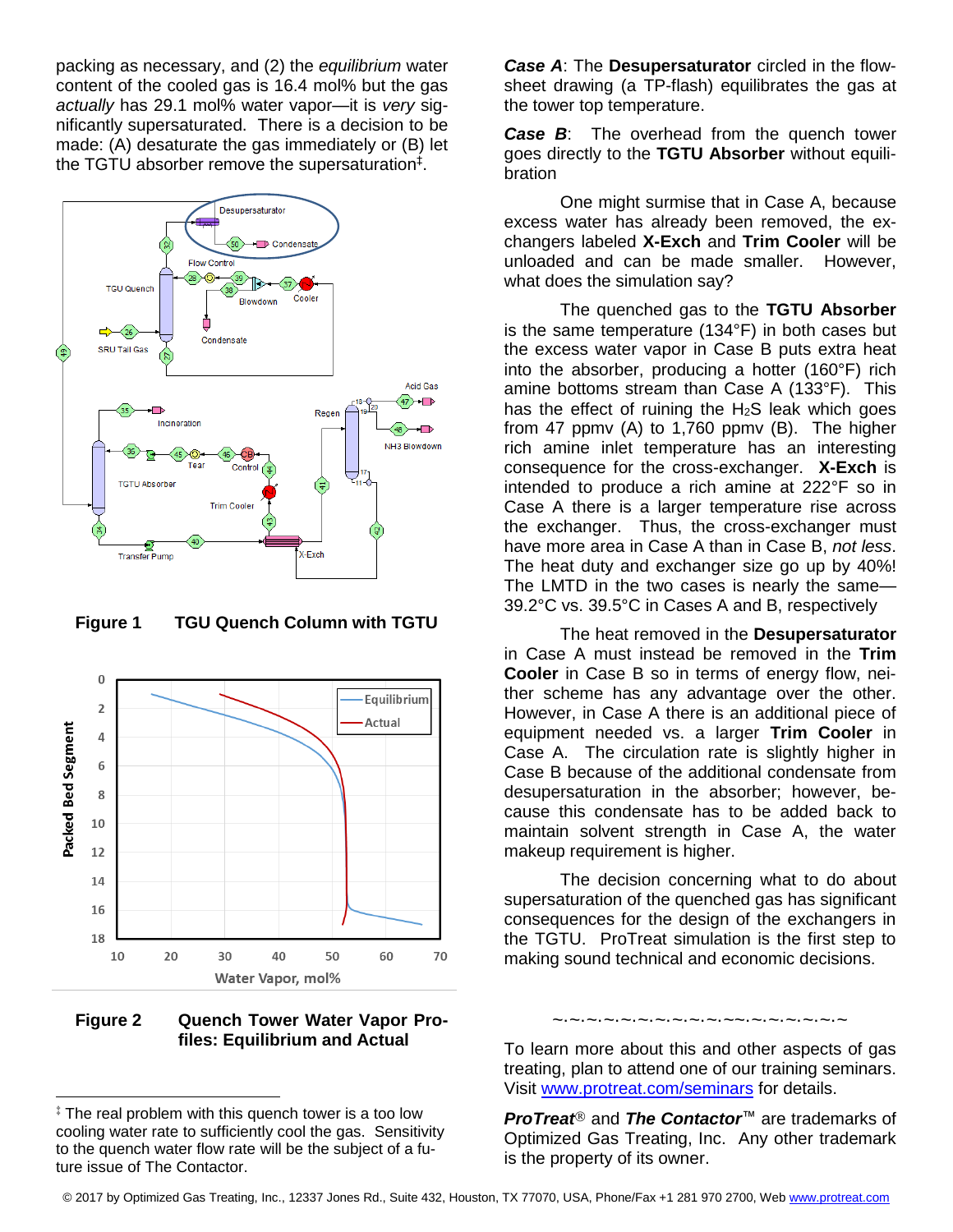packing as necessary, and (2) the *equilibrium* water content of the cooled gas is 16.4 mol% but the gas *actually* has 29.1 mol% water vapor—it is *very* significantly supersaturated. There is a decision to be made: (A) desaturate the gas immediately or (B) let the TGTU absorber remove the supersaturation‡.

Desuperaturator
50
Condensate
32
Flow Control
TGU Quench
28
29
38
57
Blowdown
Cooler
Condensate
26
SRU Tail Gas
49
27
Acid Gas
18
47
20
Regen
19
35
48
NH3 Blowdown
Incineration
36
45
46
Tear
Control
TGTU Absorber
17
11
41
Trim Cooler
43
34
40
42
Transfer Pump
X-Exch

**Figure 1 TGU Quench Column with TGTU**

Packed Bed Segment
0
2
4
6
8
10
12
14
16
18
10
20
30
40
50
60
70
Water Vapor, mol%
Equilibrium
Actual

**Figure 2 Quench Tower Water Vapor Profiles: Equilibrium and Actual**

‡ The real problem with this quench tower is a too low cooling water rate to sufficiently cool the gas. Sensitivity to the quench water flow rate will be the subject of a future issue of The Contactor.

***Case A***: The **Desupersaturator** circled in the flowsheet drawing (a TP-flash) equilibrates the gas at the tower top temperature.

***Case B***: The overhead from the quench tower goes directly to the **TGTU Absorber** without equilibration

One might surmise that in Case A, because excess water has already been removed, the exchangers labeled **X-Exch** and **Trim Cooler** will be unloaded and can be made smaller. However, what does the simulation say?

The quenched gas to the **TGTU Absorber** is the same temperature (134°F) in both cases but the excess water vapor in Case B puts extra heat into the absorber, producing a hotter (160°F) rich amine bottoms stream than Case A (133°F). This has the effect of ruining the $H_2S$ leak which goes from 47 ppmv (A) to 1,760 ppmv (B). The higher rich amine inlet temperature has an interesting consequence for the cross-exchanger. **X-Exch** is intended to produce a rich amine at 222°F so in Case A there is a larger temperature rise across the exchanger. Thus, the cross-exchanger must have more area in Case A than in Case B, *not less*. The heat duty and exchanger size go up by 40%! The LMTD in the two cases is nearly the same—39.2°C vs. 39.5°C in Cases A and B, respectively

The heat removed in the **Desupersaturator** in Case A must instead be removed in the **Trim Cooler** in Case B so in terms of energy flow, neither scheme has any advantage over the other. However, in Case A there is an additional piece of equipment needed vs. a larger **Trim Cooler** in Case A. The circulation rate is slightly higher in Case B because of the additional condensate from desupersaturation in the absorber; however, because this condensate has to be added back to maintain solvent strength in Case A, the water makeup requirement is higher.

The decision concerning what to do about supersaturation of the quenched gas has significant consequences for the design of the exchangers in the TGTU. ProTreat simulation is the first step to making sound technical and economic decisions.

~.~.~.~.~.~.~.~.~.~.~.~~.~.~.~.~.~.~.~

To learn more about this and other aspects of gas treating, plan to attend one of our training seminars. Visit www.protreat.com/seminars for details.

***ProTreat***® and ***The Contactor***™ are trademarks of Optimized Gas Treating, Inc. Any other trademark is the property of its owner.

© 2017 by Optimized Gas Treating, Inc., 12337 Jones Rd., Suite 432, Houston, TX 77070, USA, Phone/Fax +1 281 970 2700, Web www.protreat.com